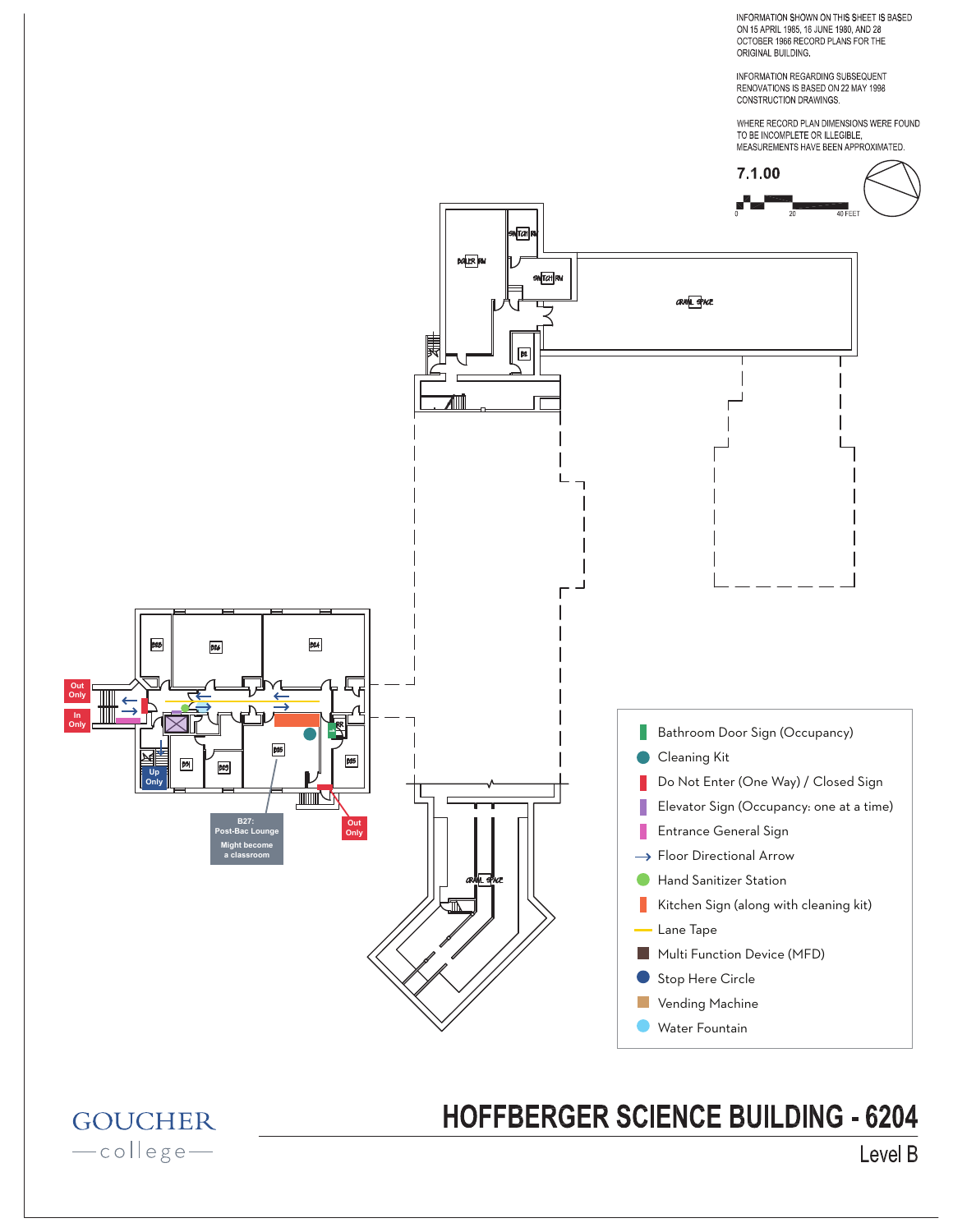INFORMATION SHOWN ON THIS SHEET IS BASED ON 15 APRIL 1985, 16 JUNE 1980, AND 28 OCTOBER 1966 RECORD PLANS FOR THE ORIGINAL BUILDING.

INFORMATION REGARDING SUBSEQUENT RENOVATIONS IS BASED ON 22 MAY 1998 CONSTRUCTION DRAWINGS.

WHERE RECORD PLAN DIMENSIONS WERE FOUND TO BE INCOMPLETE OR ILLEGIBLE, MEASUREMENTS HAVE BEEN APPROXIMATED.

7.1.00

0 20 40 FEET

SWITCH RM

BOILER RM

SWITCH RM

CRAWL SPACE

B2

B28

B26

B24

Out Only

In Only

Up Only

B21

B29

B25

B25

B27: Post-Bac Lounge

Might become a classroom

Out Only

CRAWL SPACE

- Bathroom Door Sign (Occupancy)
- Cleaning Kit
- Do Not Enter (One Way) / Closed Sign
- Elevator Sign (Occupancy: one at a time)
- Entrance General Sign
- Floor Directional Arrow
- Hand Sanitizer Station
- Kitchen Sign (along with cleaning kit)
- Lane Tape
- Multi Function Device (MFD)
- Stop Here Circle
- Vending Machine
- Water Fountain

GOUCHER college

# HOFFBERGER SCIENCE BUILDING - 6204

Level B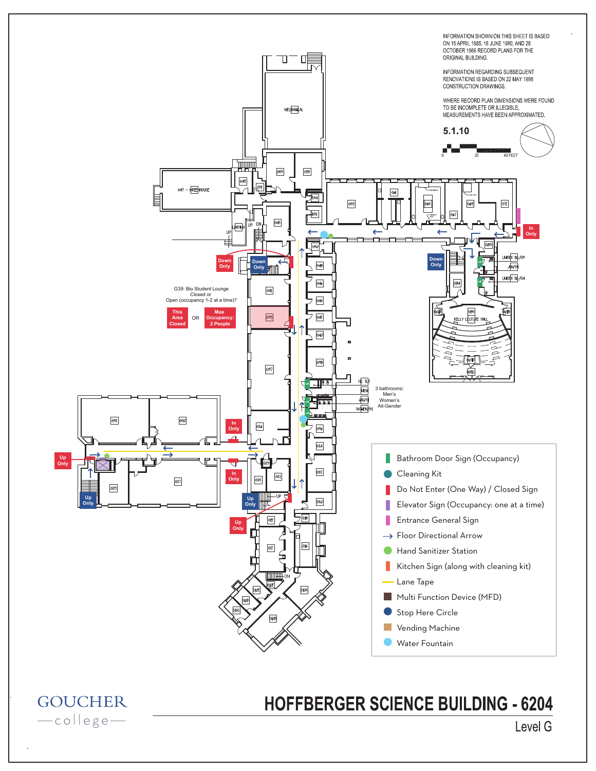INFORMATION SHOWN ON THIS SHEET IS BASED ON 15 APRIL 1985, 16 JUNE 1980, AND 28 OCTOBER 1966 RECORD PLANS FOR THE ORIGINAL BUILDING.

INFORMATION REGARDING SUBSEQUENT RENOVATIONS IS BASED ON 22 MAY 1998 CONSTRUCTION DRAWINGS.

WHERE RECORD PLAN DIMENSIONS WERE FOUND TO BE INCOMPLETE OR ILLEGIBLE, MEASUREMENTS HAVE BEEN APPROXIMATED.

5.1.10

0 20 40 FEET

G39: Bio Student Lounge Closed or Open (occupancy 1-2 at a time)?

This Area Closed OR Max Occupancy: 2 People

Down Only

Down Only

Down Only

In Only

In Only

In Only

Up Only

Up Only

Up Only

Up Only

3 bathrooms: Men's Women's All-Gender

KELLY LECTURE HALL

G47 - GREENHOUSE

MECHANICAL

- Bathroom Door Sign (Occupancy)
- Cleaning Kit
- Do Not Enter (One Way) / Closed Sign
- Elevator Sign (Occupancy: one at a time)
- Entrance General Sign
- Floor Directional Arrow
- Hand Sanitizer Station
- Kitchen Sign (along with cleaning kit)
- Lane Tape
- Multi Function Device (MFD)
- Stop Here Circle
- Vending Machine
- Water Fountain

GOUCHER college

# HOFFBERGER SCIENCE BUILDING - 6204

Level G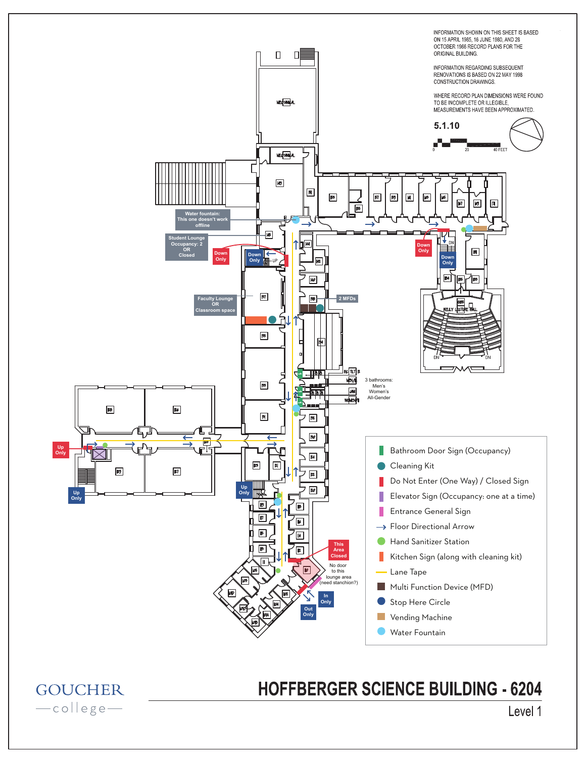INFORMATION SHOWN ON THIS SHEET IS BASED ON 15 APRIL 1985, 16 JUNE 1980, AND 28 OCTOBER 1966 RECORD PLANS FOR THE ORIGINAL BUILDING.

INFORMATION REGARDING SUBSEQUENT RENOVATIONS IS BASED ON 22 MAY 1998 CONSTRUCTION DRAWINGS.

WHERE RECORD PLAN DIMENSIONS WERE FOUND TO BE INCOMPLETE OR ILLEGIBLE, MEASUREMENTS HAVE BEEN APPROXIMATED.

**5.1.10**

0 20 40 FEET

Water fountain: This one doesn't work offline

Student Lounge Occupancy: 2 OR Closed

Down Only

Down Only

Faculty Lounge OR Classroom space

2 MFDs

Down Only

Down Only

KELLY LECTURE HALL

3 bathrooms: Men's Women's All-Gender

Up Only

Up Only

Up Only

This Area Closed

No door to this lounge area (need stanchion?)

In Only

Out Only

- Bathroom Door Sign (Occupancy)
- Cleaning Kit
- Do Not Enter (One Way) / Closed Sign
- Elevator Sign (Occupancy: one at a time)
- Entrance General Sign
- Floor Directional Arrow
- Hand Sanitizer Station
- Kitchen Sign (along with cleaning kit)
- Lane Tape
- Multi Function Device (MFD)
- Stop Here Circle
- Vending Machine
- Water Fountain

GOUCHER college

# HOFFBERGER SCIENCE BUILDING - 6204

Level 1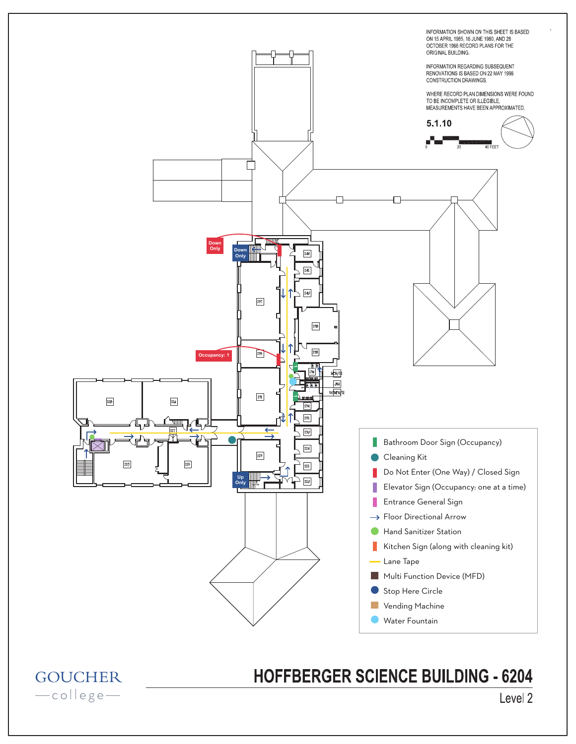INFORMATION SHOWN ON THIS SHEET IS BASED ON 15 APRIL 1985, 16 JUNE 1980, AND 28 OCTOBER 1966 RECORD PLANS FOR THE ORIGINAL BUILDING.

INFORMATION REGARDING SUBSEQUENT RENOVATIONS IS BASED ON 22 MAY 1998 CONSTRUCTION DRAWINGS.

WHERE RECORD PLAN DIMENSIONS WERE FOUND TO BE INCOMPLETE OR ILLEGIBLE, MEASUREMENTS HAVE BEEN APPROXIMATED.

**5.1.10**

0 20 40 FEET

Down Only

Down Only

Occupancy: 1

Up Only

244 242 240 238 236 237 235 231 234 232 230 229 224 222 220 228 226 227 223 225 MEN/32 JAN WOMEN/31

- Bathroom Door Sign (Occupancy)
- Cleaning Kit
- Do Not Enter (One Way) / Closed Sign
- Elevator Sign (Occupancy: one at a time)
- Entrance General Sign
- Floor Directional Arrow
- Hand Sanitizer Station
- Kitchen Sign (along with cleaning kit)
- Lane Tape
- Multi Function Device (MFD)
- Stop Here Circle
- Vending Machine
- Water Fountain

GOUCHER college

# HOFFBERGER SCIENCE BUILDING - 6204

Level 2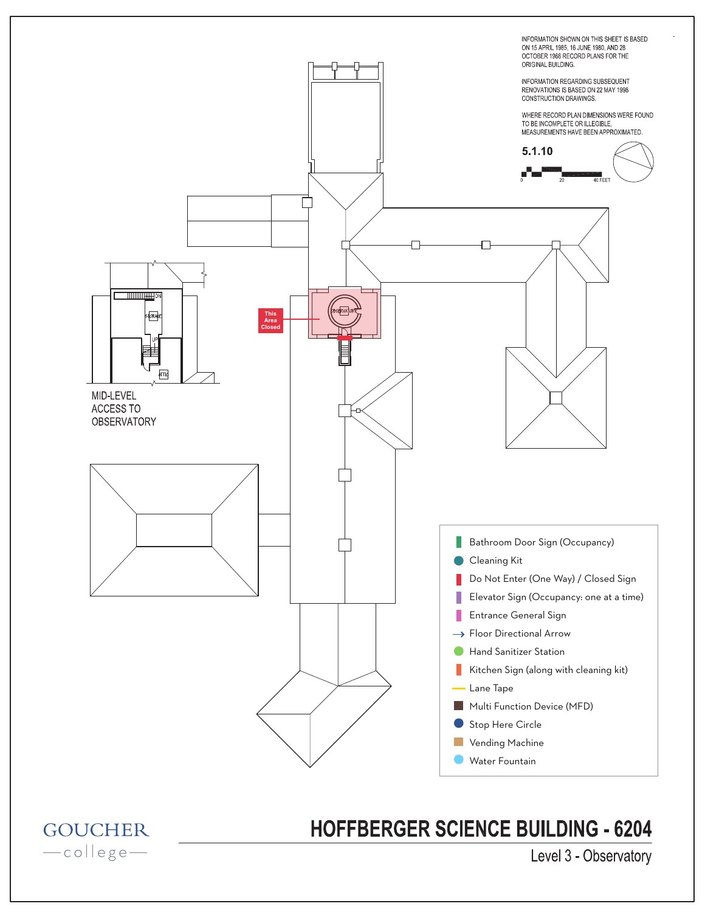INFORMATION SHOWN ON THIS SHEET IS BASED ON 15 APRIL 1985, 16 JUNE 1980, AND 28 OCTOBER 1966 RECORD PLANS FOR THE ORIGINAL BUILDING.

INFORMATION REGARDING SUBSEQUENT RENOVATIONS IS BASED ON 22 MAY 1998 CONSTRUCTION DRAWINGS.

WHERE RECORD PLAN DIMENSIONS WERE FOUND TO BE INCOMPLETE OR ILLEGIBLE, MEASUREMENTS HAVE BEEN APPROXIMATED.

5.1.10

0 20 40 FEET

DN

STORAGE

UP

ATTIC

MID-LEVEL ACCESS TO OBSERVATORY

This Area Closed

OBSERVATORY

- Bathroom Door Sign (Occupancy)
- Cleaning Kit
- Do Not Enter (One Way) / Closed Sign
- Elevator Sign (Occupancy: one at a time)
- Entrance General Sign
- Floor Directional Arrow
- Hand Sanitizer Station
- Kitchen Sign (along with cleaning kit)
- Lane Tape
- Multi Function Device (MFD)
- Stop Here Circle
- Vending Machine
- Water Fountain

GOUCHER college

# HOFFBERGER SCIENCE BUILDING - 6204

## Level 3 - Observatory